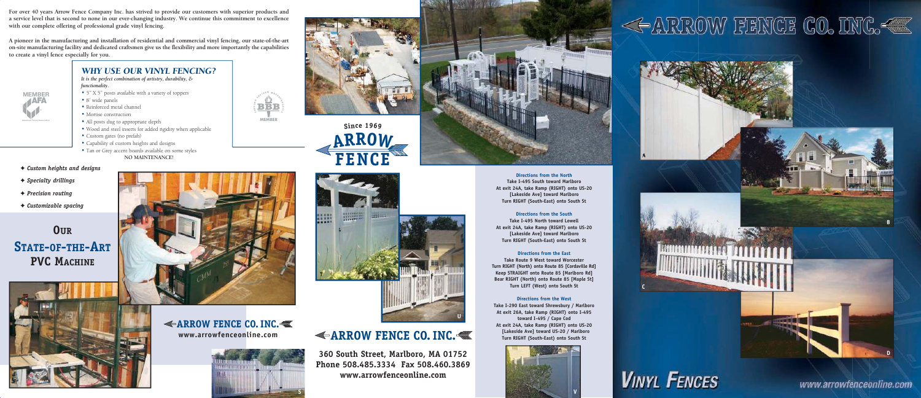For over 40 years Arrow Fence Company Inc. has strived to provide our customers with superior products and a service level that is second to none in our ever-changing industry. We continue this commitment to excellence with our complete offering of professional grade vinyl fencing.

A pioneer in the manufacturing and installation of residential and commercial vinyl fencing, our state-of-the-art on-site manufacturing facility and dedicated craftsmen give us the flexibility and more importantly the capabilities to create a vinyl fence especially for you.

MEMBER AFA

## WHY USE OUR VINYL FENCING?

*It is the perfect combination of artistry, durability, & functionality.*

- 5" X 5" posts available with a variety of toppers
- 8' wide panels
- Reinforced metal channel
- Mortise construction
- All posts dug to appropriate depth
- Wood and steel inserts for added rigidity when applicable
- Custom gates (no prefab)
- Capability of custom heights and designs
- Tan or Grey accent boards available on some styles

NO MAINTENANCE!

BBB MEMBER

- ✦ *Custom heights and designs*
- ✦ *Specialty drillings*
- ✦ *Precision routing*
- ✦ *Customizable spacing*

# Our State-of-the-Art PVC Machine

**ARROW FENCE CO. INC.**
www.arrowfenceonline.com

Since 1969
**ARROW FENCE**

**ARROW FENCE CO. INC.**

**360 South Street, Marlboro, MA 01752**
**Phone 508.485.3334 Fax 508.460.3869**
**www.arrowfenceonline.com**

U

S

**Directions from the North**
Take I-495 South toward Marlboro
At exit 24A, take Ramp (RIGHT) onto US-20 [Lakeside Ave] toward Marlboro
Turn RIGHT (South-East) onto South St

**Directions from the South**
Take I-495 North toward Lowell
At exit 24A, take Ramp (RIGHT) onto US-20 [Lakeside Ave] toward Marlboro
Turn RIGHT (South-East) onto South St

**Directions from the East**
Take Route 9 West toward Worcester
Turn RIGHT (North) onto Route 85 [Cordaville Rd]
Keep STRAIGHT onto Route 85 [Marlboro Rd]
Bear RIGHT (North) onto Route 85 [Maple St]
Turn LEFT (West) onto South St

**Directions from the West**
Take I-290 East toward Shrewsbury / Marlboro
At exit 26A, take Ramp (RIGHT) onto I-495 toward I-495 / Cape Cod
At exit 24A, take Ramp (RIGHT) onto US-20 [Lakeside Ave] toward US-20 / Marlboro
Turn RIGHT (South-East) onto South St

V

# ARROW FENCE CO. INC.

A

B

C

D

# VINYL FENCES

www.arrowfenceonline.com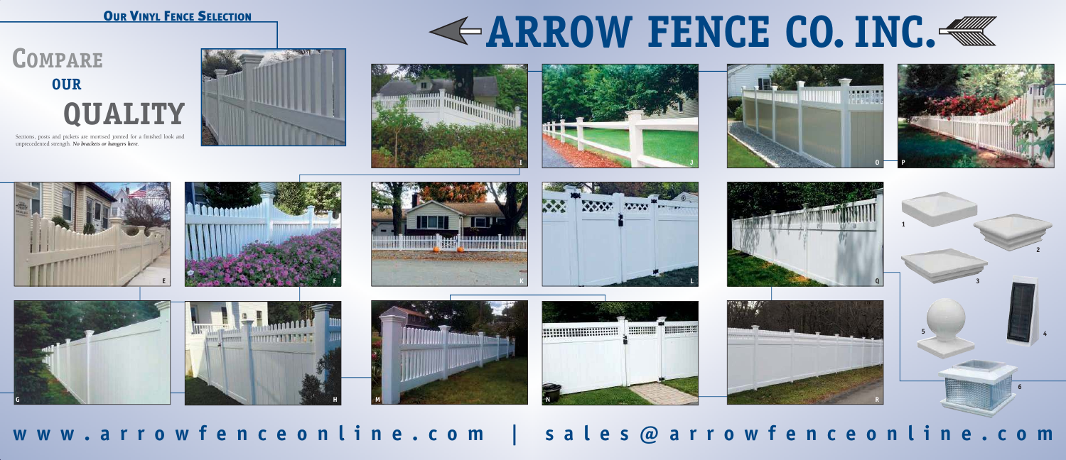**Our Vinyl Fence Selection**

# ARROW FENCE CO. INC.

## Compare our Quality

Sections, posts and pickets are mortised jointed for a finished look and unprecedented strength. *No brackets or hangers here.*

I

J

O

P

E

F

K

L

Q

1

2

3

4

5

6

G

H

M

N

R

www.arrowfenceonline.com | sales@arrowfenceonline.com